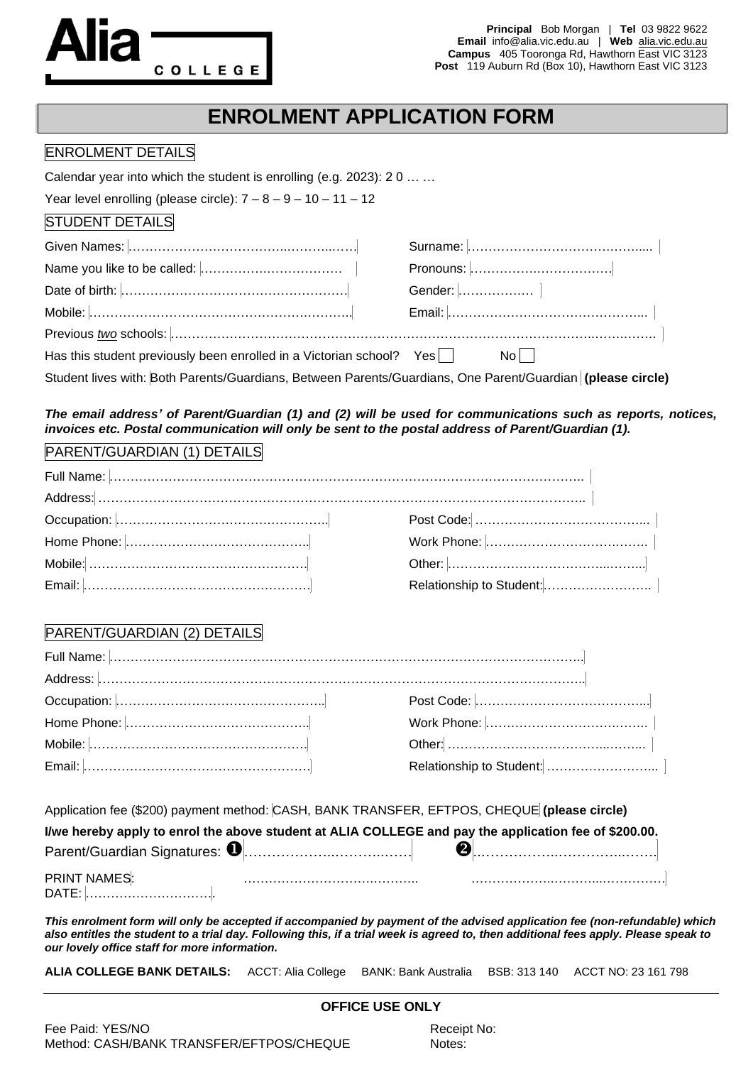**Alia COLLEGE**

**Principal** Bob Morgan | **Tel** 03 9822 9622
**Email** info@alia.vic.edu.au | **Web** alia.vic.edu.au
**Campus** 405 Tooronga Rd, Hawthorn East VIC 3123
**Post** 119 Auburn Rd (Box 10), Hawthorn East VIC 3123

# ENROLMENT APPLICATION FORM

## ENROLMENT DETAILS

Calendar year into which the student is enrolling (e.g. 2023): 2 0 … …

Year level enrolling (please circle): 7 – 8 – 9 – 10 – 11 – 12

## STUDENT DETAILS

Given Names: ……………………………………………………… Surname: ……………………………………….....

Name you like to be called: ……………………………… Pronouns: ………………………………

Date of birth: ……………………………………………… Gender: ………………

Mobile: ……………………………………………………… Email: ………………………………………...

Previous *two* schools: …………………………………………………………………………………………………

Has this student previously been enrolled in a Victorian school? Yes ☐ No ☐

Student lives with: Both Parents/Guardians, Between Parents/Guardians, One Parent/Guardian **(please circle)**

***The email address' of Parent/Guardian (1) and (2) will be used for communications such as reports, notices, invoices etc. Postal communication will only be sent to the postal address of Parent/Guardian (1).***

## PARENT/GUARDIAN (1) DETAILS

Full Name: ……………………………………………………………………………………………………..

Address: ……………………………………………………………………………………………………..

Occupation: ……………………………………………….. Post Code: ……………………………………...

Home Phone: …………………………………….. Work Phone: ………………………………….

Mobile: ……………………………………………. Other: ………………………………………...

Email: ………………………………………………. Relationship to Student: ……………………..

## PARENT/GUARDIAN (2) DETAILS

Full Name: ……………………………………………………………………………………………………..

Address: ……………………………………………………………………………………………………..

Occupation: ……………………………………………….. Post Code: ……………………………………...

Home Phone: …………………………………….. Work Phone: ………………………………….

Mobile: ……………………………………………. Other: ………………………………………...

Email: ………………………………………………. Relationship to Student: ……………………..

Application fee ($200) payment method: CASH, BANK TRANSFER, EFTPOS, CHEQUE **(please circle)**

**I/we hereby apply to enrol the above student at ALIA COLLEGE and pay the application fee of $200.00.**

Parent/Guardian Signatures: ❶……………………………… ❷………………………………

PRINT NAMES: …………………………………… ……………………………………

DATE: ……………………………

***This enrolment form will only be accepted if accompanied by payment of the advised application fee (non-refundable) which also entitles the student to a trial day. Following this, if a trial week is agreed to, then additional fees apply. Please speak to our lovely office staff for more information.***

**ALIA COLLEGE BANK DETAILS:** ACCT: Alia College BANK: Bank Australia BSB: 313 140 ACCT NO: 23 161 798

---

**OFFICE USE ONLY**

Fee Paid: YES/NO
Method: CASH/BANK TRANSFER/EFTPOS/CHEQUE

Receipt No:
Notes: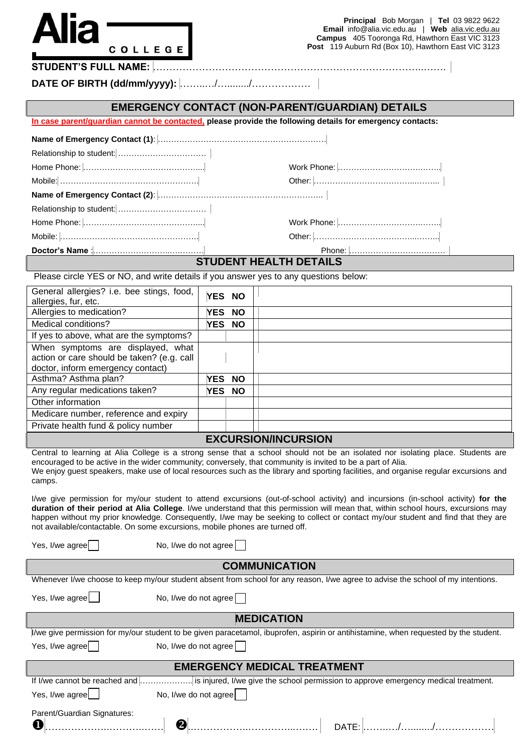**Alia COLLEGE**

**Principal** Bob Morgan | **Tel** 03 9822 9622
**Email** info@alia.vic.edu.au | **Web** alia.vic.edu.au
**Campus** 405 Tooronga Rd, Hawthorn East VIC 3123
**Post** 119 Auburn Rd (Box 10), Hawthorn East VIC 3123

**STUDENT'S FULL NAME:** …………………………………………………………………………………

**DATE OF BIRTH (dd/mm/yyyy):** ………/………/………………

## EMERGENCY CONTACT (NON-PARENT/GUARDIAN) DETAILS

In case parent/guardian cannot be contacted, **please provide the following details for emergency contacts:**

**Name of Emergency Contact (1)**: ……………………………………………………………

Relationship to student: ……………………………

Home Phone: ……………………………………… Work Phone: ………………………………

Mobile: …………………………………………… Other: ………………………………………

**Name of Emergency Contact (2)**: ……………………………………………………………

Relationship to student: ……………………………

Home Phone: ……………………………………… Work Phone: ………………………………

Mobile: …………………………………………… Other: ………………………………………

**Doctor's Name** :…………………………………… Phone: ………………………………

## STUDENT HEALTH DETAILS

Please circle YES or NO, and write details if you answer yes to any questions below:

| | | | |
|---|---|---|---|
| General allergies? i.e. bee stings, food, allergies, fur, etc. | **YES** | **NO** | |
| Allergies to medication? | **YES** | **NO** | |
| Medical conditions? | **YES** | **NO** | |
| If yes to above, what are the symptoms? | | | |
| When symptoms are displayed, what action or care should be taken? (e.g. call doctor, inform emergency contact) | | | |
| Asthma? Asthma plan? | **YES** | **NO** | |
| Any regular medications taken? | **YES** | **NO** | |
| Other information | | | |
| Medicare number, reference and expiry | | | |
| Private health fund & policy number | | | |

## EXCURSION/INCURSION

Central to learning at Alia College is a strong sense that a school should not be an isolated nor isolating place. Students are encouraged to be active in the wider community; conversely, that community is invited to be a part of Alia.
We enjoy guest speakers, make use of local resources such as the library and sporting facilities, and organise regular excursions and camps.

I/we give permission for my/our student to attend excursions (out-of-school activity) and incursions (in-school activity) **for the duration of their period at Alia College**. I/we understand that this permission will mean that, within school hours, excursions may happen without my prior knowledge. Consequently, I/we may be seeking to collect or contact my/our student and find that they are not available/contactable. On some excursions, mobile phones are turned off.

Yes, I/we agree ☐ No, I/we do not agree ☐

## COMMUNICATION

Whenever I/we choose to keep my/our student absent from school for any reason, I/we agree to advise the school of my intentions.

Yes, I/we agree ☐ No, I/we do not agree ☐

## MEDICATION

I/we give permission for my/our student to be given paracetamol, ibuprofen, aspirin or antihistamine, when requested by the student.

Yes, I/we agree ☐ No, I/we do not agree ☐

## EMERGENCY MEDICAL TREATMENT

If I/we cannot be reached and ………………… is injured, I/we give the school permission to approve emergency medical treatment.

Yes, I/we agree ☐ No, I/we do not agree ☐

Parent/Guardian Signatures:

❶ ……………………………………… ❷ ……………………………………… DATE: ………/………/………………